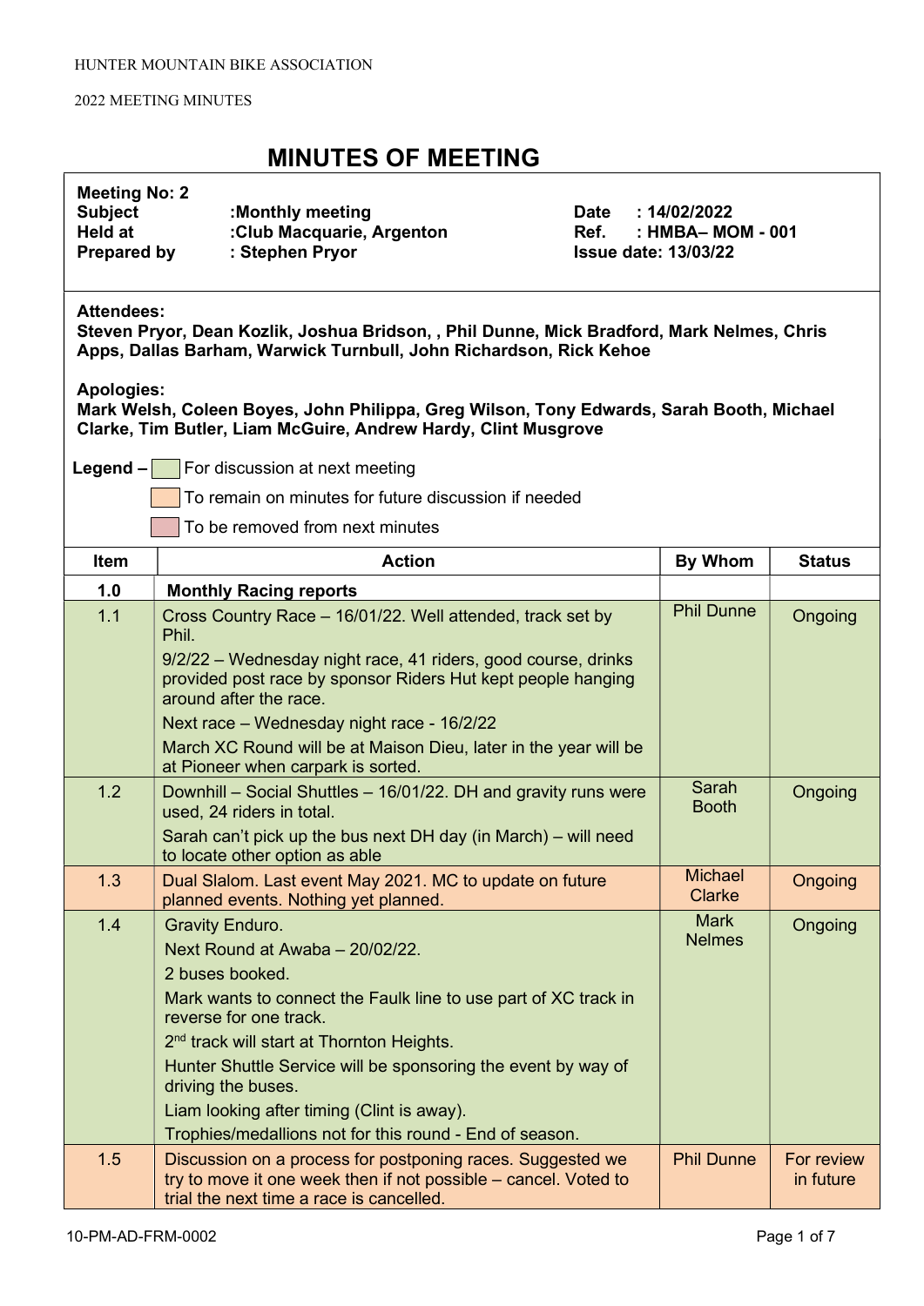HUNTER MOUNTAIN BIKE ASSOCIATION

2022 MEETING MINUTES

# MINUTES OF MEETING

**Meeting No: 2**
**Subject** :Monthly meeting
**Held at** :Club Macquarie, Argenton
**Prepared by** : Stephen Pryor

**Date** : 14/02/2022
**Ref.** : HMBA– MOM - 001
**Issue date: 13/03/22**

**Attendees:**
**Steven Pryor, Dean Kozlik, Joshua Bridson, , Phil Dunne, Mick Bradford, Mark Nelmes, Chris Apps, Dallas Barham, Warwick Turnbull, John Richardson, Rick Kehoe**

**Apologies:**
**Mark Welsh, Coleen Boyes, John Philippa, Greg Wilson, Tony Edwards, Sarah Booth, Michael Clarke, Tim Butler, Liam McGuire, Andrew Hardy, Clint Musgrove**

**Legend –** For discussion at next meeting
To remain on minutes for future discussion if needed
To be removed from next minutes

| Item | Action | By Whom | Status |
|---|---|---|---|
| **1.0** | **Monthly Racing reports** | | |
| 1.1 | Cross Country Race – 16/01/22. Well attended, track set by Phil.<br>9/2/22 – Wednesday night race, 41 riders, good course, drinks provided post race by sponsor Riders Hut kept people hanging around after the race.<br>Next race – Wednesday night race - 16/2/22<br>March XC Round will be at Maison Dieu, later in the year will be at Pioneer when carpark is sorted. | Phil Dunne | Ongoing |
| 1.2 | Downhill – Social Shuttles – 16/01/22. DH and gravity runs were used, 24 riders in total.<br>Sarah can't pick up the bus next DH day (in March) – will need to locate other option as able | Sarah Booth | Ongoing |
| 1.3 | Dual Slalom. Last event May 2021. MC to update on future planned events. Nothing yet planned. | Michael Clarke | Ongoing |
| 1.4 | Gravity Enduro.<br>Next Round at Awaba – 20/02/22.<br>2 buses booked.<br>Mark wants to connect the Faulk line to use part of XC track in reverse for one track.<br>2nd track will start at Thornton Heights.<br>Hunter Shuttle Service will be sponsoring the event by way of driving the buses.<br>Liam looking after timing (Clint is away).<br>Trophies/medallions not for this round - End of season. | Mark Nelmes | Ongoing |
| 1.5 | Discussion on a process for postponing races. Suggested we try to move it one week then if not possible – cancel. Voted to trial the next time a race is cancelled. | Phil Dunne | For review in future |

10-PM-AD-FRM-0002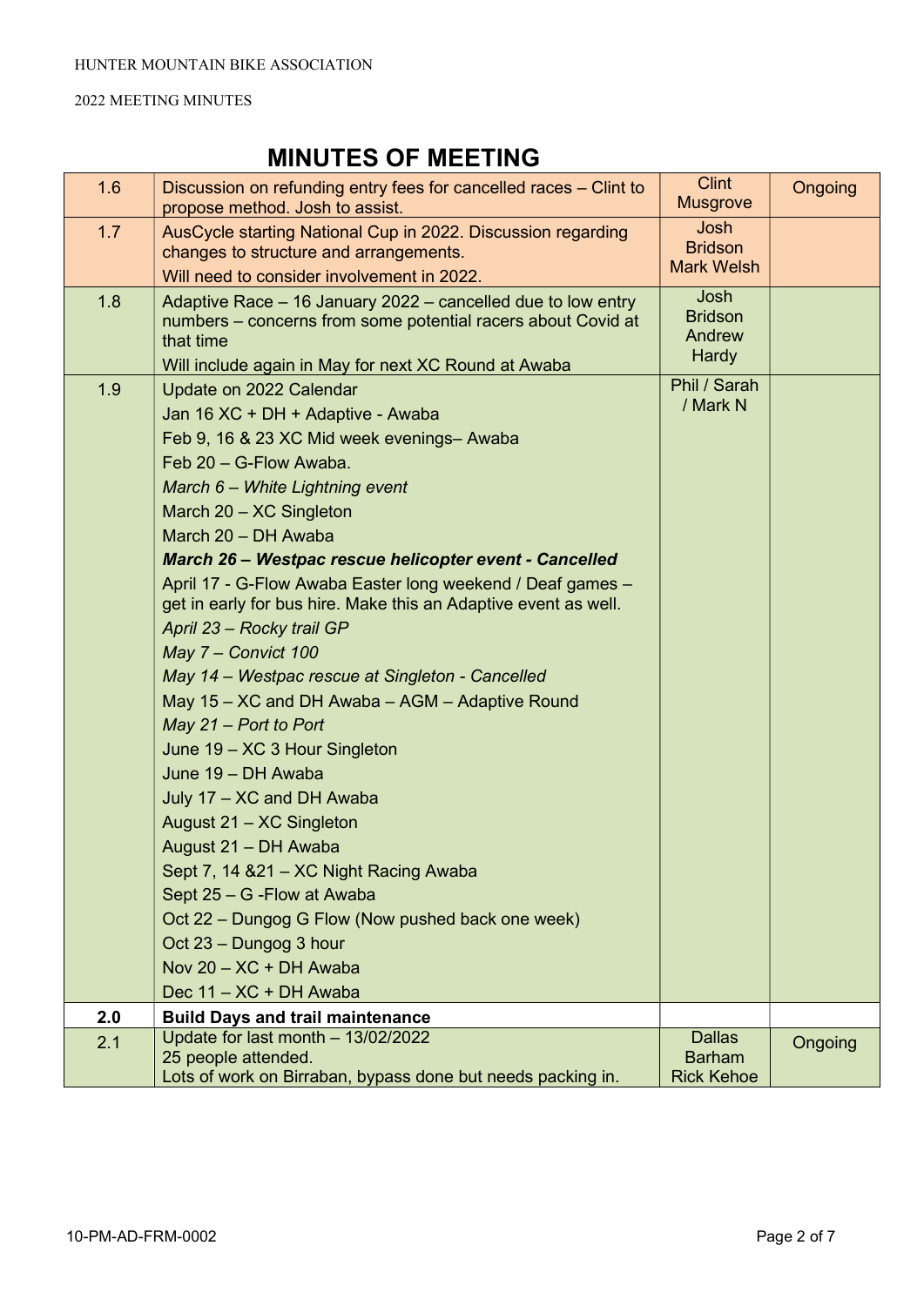# MINUTES OF MEETING

| | | | |
|---|---|---|---|
| 1.6 | Discussion on refunding entry fees for cancelled races – Clint to propose method. Josh to assist. | Clint Musgrove | Ongoing |
| 1.7 | AusCycle starting National Cup in 2022. Discussion regarding changes to structure and arrangements.<br>Will need to consider involvement in 2022. | Josh Bridson Mark Welsh | |
| 1.8 | Adaptive Race – 16 January 2022 – cancelled due to low entry numbers – concerns from some potential racers about Covid at that time<br>Will include again in May for next XC Round at Awaba | Josh Bridson Andrew Hardy | |
| 1.9 | Update on 2022 Calendar<br>Jan 16 XC + DH + Adaptive - Awaba<br>Feb 9, 16 & 23 XC Mid week evenings– Awaba<br>Feb 20 – G-Flow Awaba.<br>*March 6 – White Lightning event*<br>March 20 – XC Singleton<br>March 20 – DH Awaba<br>***March 26 – Westpac rescue helicopter event - Cancelled***<br>April 17 - G-Flow Awaba Easter long weekend / Deaf games – get in early for bus hire. Make this an Adaptive event as well.<br>*April 23 – Rocky trail GP*<br>*May 7 – Convict 100*<br>*May 14 – Westpac rescue at Singleton - Cancelled*<br>May 15 – XC and DH Awaba – AGM – Adaptive Round<br>*May 21 – Port to Port*<br>June 19 – XC 3 Hour Singleton<br>June 19 – DH Awaba<br>July 17 – XC and DH Awaba<br>August 21 – XC Singleton<br>August 21 – DH Awaba<br>Sept 7, 14 &21 – XC Night Racing Awaba<br>Sept 25 – G -Flow at Awaba<br>Oct 22 – Dungog G Flow (Now pushed back one week)<br>Oct 23 – Dungog 3 hour<br>Nov 20 – XC + DH Awaba<br>Dec 11 – XC + DH Awaba | Phil / Sarah / Mark N | |
| **2.0** | **Build Days and trail maintenance** | | |
| 2.1 | Update for last month – 13/02/2022<br>25 people attended.<br>Lots of work on Birraban, bypass done but needs packing in. | Dallas Barham Rick Kehoe | Ongoing |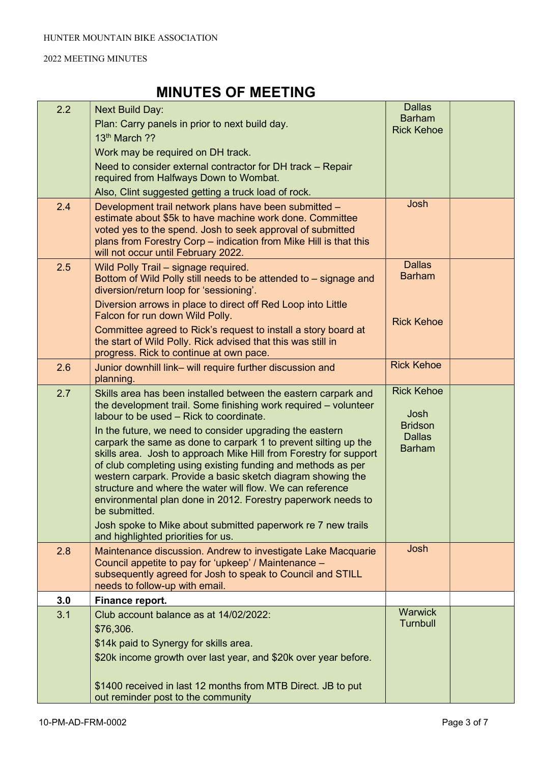HUNTER MOUNTAIN BIKE ASSOCIATION

2022 MEETING MINUTES

# MINUTES OF MEETING

| | | | |
|---|---|---|---|
| 2.2 | Next Build Day:<br>Plan: Carry panels in prior to next build day.<br>13th March ??<br>Work may be required on DH track.<br>Need to consider external contractor for DH track – Repair required from Halfways Down to Wombat.<br>Also, Clint suggested getting a truck load of rock. | Dallas Barham<br>Rick Kehoe | |
| 2.4 | Development trail network plans have been submitted – estimate about $5k to have machine work done. Committee voted yes to the spend. Josh to seek approval of submitted plans from Forestry Corp – indication from Mike Hill is that this will not occur until February 2022. | Josh | |
| 2.5 | Wild Polly Trail – signage required.<br>Bottom of Wild Polly still needs to be attended to – signage and diversion/return loop for 'sessioning'.<br>Diversion arrows in place to direct off Red Loop into Little Falcon for run down Wild Polly.<br>Committee agreed to Rick's request to install a story board at the start of Wild Polly. Rick advised that this was still in progress. Rick to continue at own pace. | Dallas Barham<br><br>Rick Kehoe | |
| 2.6 | Junior downhill link– will require further discussion and planning. | Rick Kehoe | |
| 2.7 | Skills area has been installed between the eastern carpark and the development trail. Some finishing work required – volunteer labour to be used – Rick to coordinate.<br>In the future, we need to consider upgrading the eastern carpark the same as done to carpark 1 to prevent silting up the skills area. Josh to approach Mike Hill from Forestry for support of club completing using existing funding and methods as per western carpark. Provide a basic sketch diagram showing the structure and where the water will flow. We can reference environmental plan done in 2012. Forestry paperwork needs to be submitted.<br>Josh spoke to Mike about submitted paperwork re 7 new trails and highlighted priorities for us. | Rick Kehoe<br><br>Josh Bridson<br>Dallas Barham | |
| 2.8 | Maintenance discussion. Andrew to investigate Lake Macquarie Council appetite to pay for 'upkeep' / Maintenance – subsequently agreed for Josh to speak to Council and STILL needs to follow-up with email. | Josh | |
| **3.0** | **Finance report.** | | |
| 3.1 | Club account balance as at 14/02/2022:<br>$76,306.<br>$14k paid to Synergy for skills area.<br>$20k income growth over last year, and $20k over year before.<br><br>$1400 received in last 12 months from MTB Direct. JB to put out reminder post to the community | Warwick Turnbull | |

10-PM-AD-FRM-0002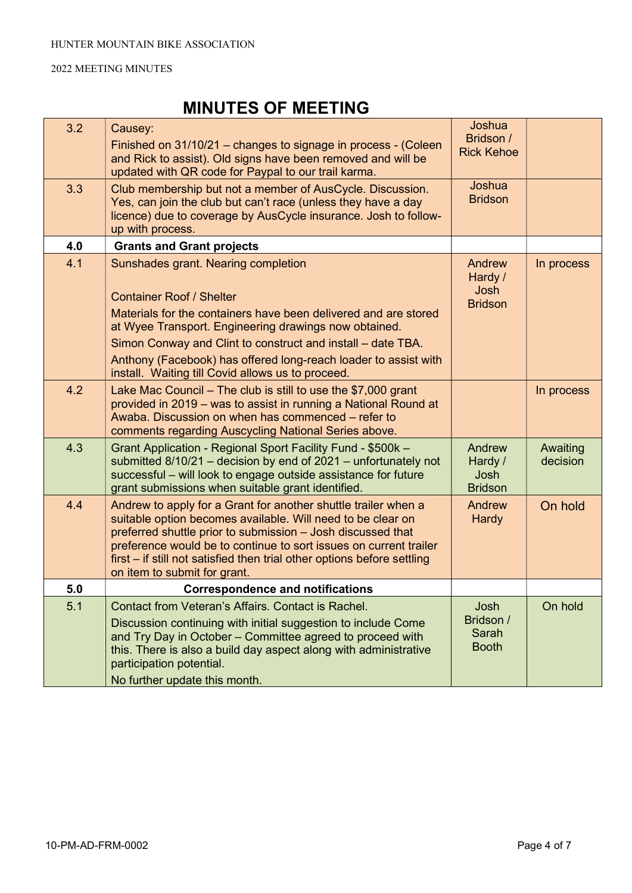# MINUTES OF MEETING

| | | | |
|---|---|---|---|
| 3.2 | Causey:<br>Finished on 31/10/21 – changes to signage in process - (Coleen and Rick to assist). Old signs have been removed and will be updated with QR code for Paypal to our trail karma. | Joshua Bridson / Rick Kehoe | |
| 3.3 | Club membership but not a member of AusCycle. Discussion. Yes, can join the club but can't race (unless they have a day licence) due to coverage by AusCycle insurance. Josh to follow-up with process. | Joshua Bridson | |
| **4.0** | **Grants and Grant projects** | | |
| 4.1 | Sunshades grant. Nearing completion<br><br>Container Roof / Shelter<br>Materials for the containers have been delivered and are stored at Wyee Transport. Engineering drawings now obtained.<br>Simon Conway and Clint to construct and install – date TBA.<br>Anthony (Facebook) has offered long-reach loader to assist with install. Waiting till Covid allows us to proceed. | Andrew Hardy / Josh Bridson | In process |
| 4.2 | Lake Mac Council – The club is still to use the $7,000 grant provided in 2019 – was to assist in running a National Round at Awaba. Discussion on when has commenced – refer to comments regarding Auscycling National Series above. | | In process |
| 4.3 | Grant Application - Regional Sport Facility Fund - $500k – submitted 8/10/21 – decision by end of 2021 – unfortunately not successful – will look to engage outside assistance for future grant submissions when suitable grant identified. | Andrew Hardy / Josh Bridson | Awaiting decision |
| 4.4 | Andrew to apply for a Grant for another shuttle trailer when a suitable option becomes available. Will need to be clear on preferred shuttle prior to submission – Josh discussed that preference would be to continue to sort issues on current trailer first – if still not satisfied then trial other options before settling on item to submit for grant. | Andrew Hardy | On hold |
| **5.0** | **Correspondence and notifications** | | |
| 5.1 | Contact from Veteran's Affairs. Contact is Rachel.<br>Discussion continuing with initial suggestion to include Come and Try Day in October – Committee agreed to proceed with this. There is also a build day aspect along with administrative participation potential.<br>No further update this month. | Josh Bridson / Sarah Booth | On hold |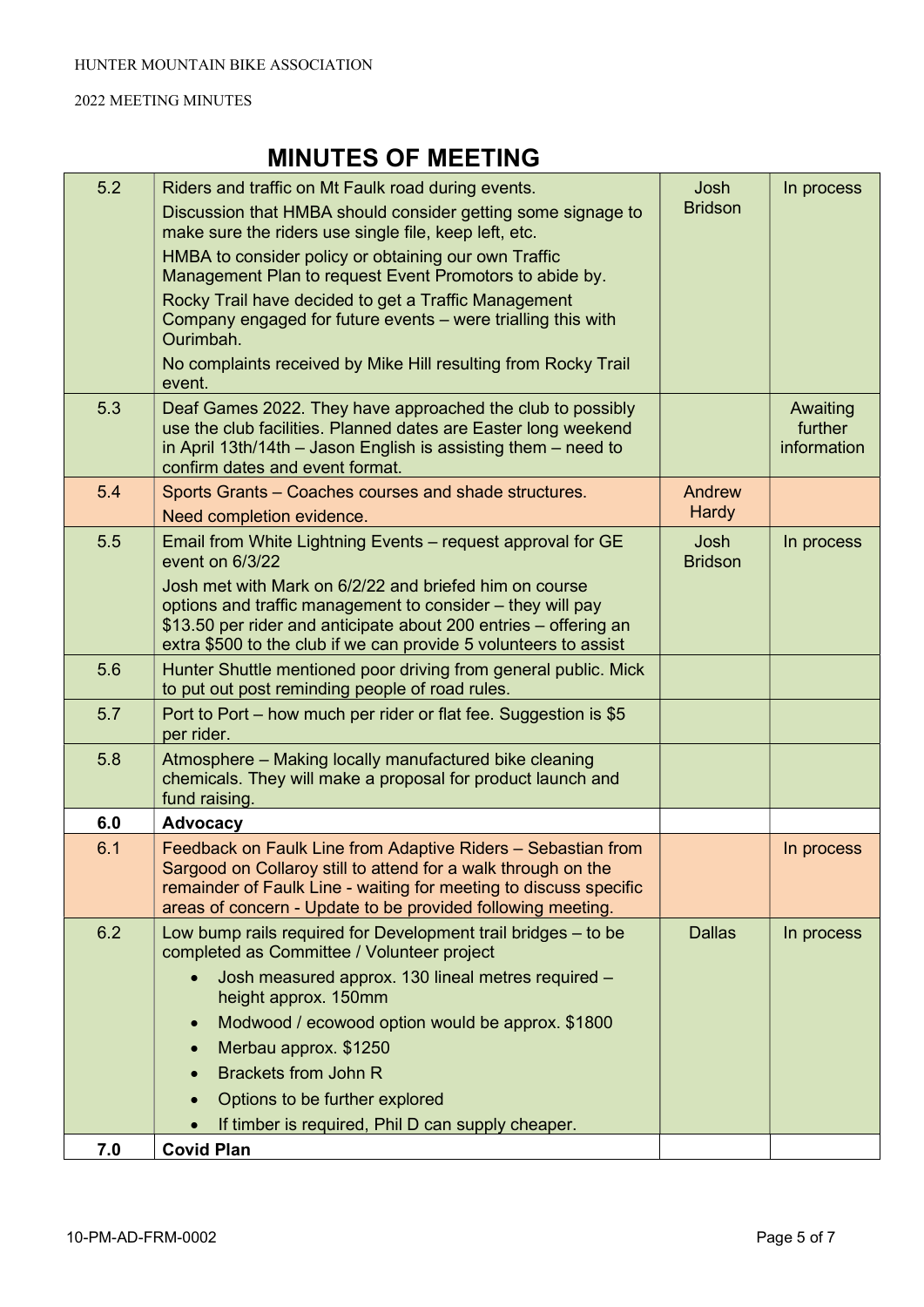# MINUTES OF MEETING

| | | | |
|---|---|---|---|
| 5.2 | Riders and traffic on Mt Faulk road during events.<br>Discussion that HMBA should consider getting some signage to make sure the riders use single file, keep left, etc.<br>HMBA to consider policy or obtaining our own Traffic Management Plan to request Event Promotors to abide by.<br>Rocky Trail have decided to get a Traffic Management Company engaged for future events – were trialling this with Ourimbah.<br>No complaints received by Mike Hill resulting from Rocky Trail event. | Josh Bridson | In process |
| 5.3 | Deaf Games 2022. They have approached the club to possibly use the club facilities. Planned dates are Easter long weekend in April 13th/14th – Jason English is assisting them – need to confirm dates and event format. | | Awaiting further information |
| 5.4 | Sports Grants – Coaches courses and shade structures.<br>Need completion evidence. | Andrew Hardy | |
| 5.5 | Email from White Lightning Events – request approval for GE event on 6/3/22<br>Josh met with Mark on 6/2/22 and briefed him on course options and traffic management to consider – they will pay $13.50 per rider and anticipate about 200 entries – offering an extra $500 to the club if we can provide 5 volunteers to assist | Josh Bridson | In process |
| 5.6 | Hunter Shuttle mentioned poor driving from general public. Mick to put out post reminding people of road rules. | | |
| 5.7 | Port to Port – how much per rider or flat fee. Suggestion is $5 per rider. | | |
| 5.8 | Atmosphere – Making locally manufactured bike cleaning chemicals. They will make a proposal for product launch and fund raising. | | |
| **6.0** | **Advocacy** | | |
| 6.1 | Feedback on Faulk Line from Adaptive Riders – Sebastian from Sargood on Collaroy still to attend for a walk through on the remainder of Faulk Line - waiting for meeting to discuss specific areas of concern - Update to be provided following meeting. | | In process |
| 6.2 | Low bump rails required for Development trail bridges – to be completed as Committee / Volunteer project<br>• Josh measured approx. 130 lineal metres required – height approx. 150mm<br>• Modwood / ecowood option would be approx. $1800<br>• Merbau approx. $1250<br>• Brackets from John R<br>• Options to be further explored<br>• If timber is required, Phil D can supply cheaper. | Dallas | In process |
| **7.0** | **Covid Plan** | | |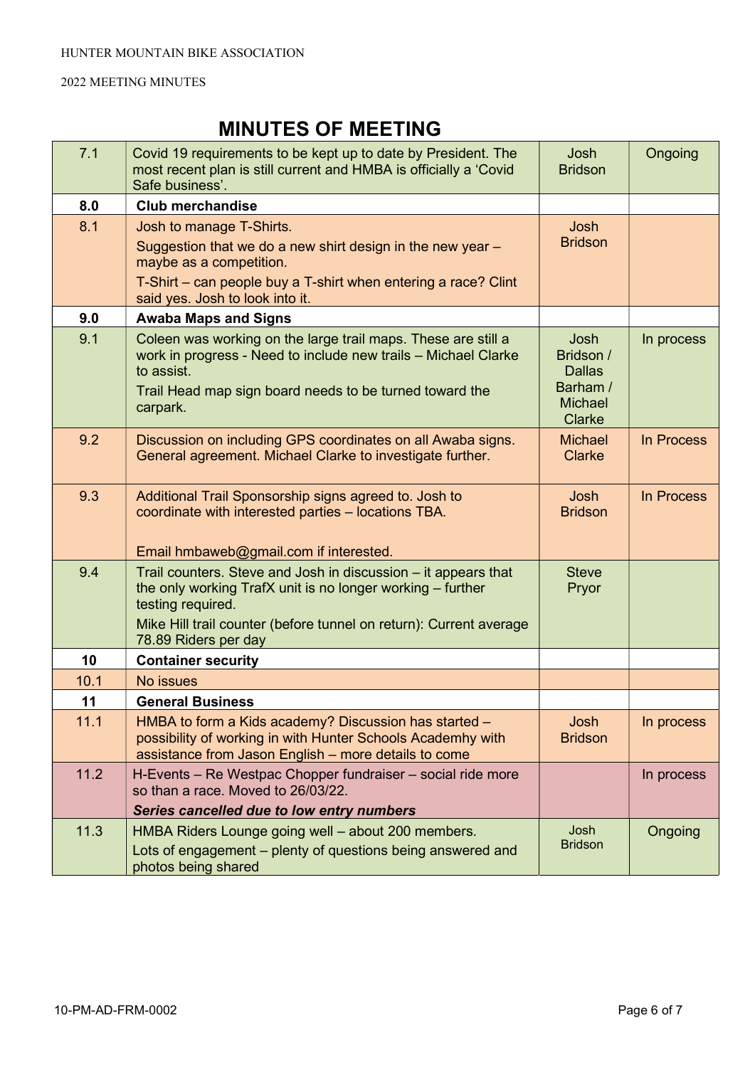# MINUTES OF MEETING

| | | | |
|---|---|---|---|
| 7.1 | Covid 19 requirements to be kept up to date by President. The most recent plan is still current and HMBA is officially a 'Covid Safe business'. | Josh Bridson | Ongoing |
| **8.0** | **Club merchandise** | | |
| 8.1 | Josh to manage T-Shirts.<br>Suggestion that we do a new shirt design in the new year – maybe as a competition.<br>T-Shirt – can people buy a T-shirt when entering a race? Clint said yes. Josh to look into it. | Josh Bridson | |
| **9.0** | **Awaba Maps and Signs** | | |
| 9.1 | Coleen was working on the large trail maps. These are still a work in progress - Need to include new trails – Michael Clarke to assist.<br>Trail Head map sign board needs to be turned toward the carpark. | Josh Bridson / Dallas Barham / Michael Clarke | In process |
| 9.2 | Discussion on including GPS coordinates on all Awaba signs. General agreement. Michael Clarke to investigate further. | Michael Clarke | In Process |
| 9.3 | Additional Trail Sponsorship signs agreed to. Josh to coordinate with interested parties – locations TBA.<br><br>Email hmbaweb@gmail.com if interested. | Josh Bridson | In Process |
| 9.4 | Trail counters. Steve and Josh in discussion – it appears that the only working TrafX unit is no longer working – further testing required.<br>Mike Hill trail counter (before tunnel on return): Current average 78.89 Riders per day | Steve Pryor | |
| **10** | **Container security** | | |
| 10.1 | No issues | | |
| **11** | **General Business** | | |
| 11.1 | HMBA to form a Kids academy? Discussion has started – possibility of working in with Hunter Schools Acadmehy with assistance from Jason English – more details to come | Josh Bridson | In process |
| 11.2 | H-Events – Re Westpac Chopper fundraiser – social ride more so than a race. Moved to 26/03/22.<br>***Series cancelled due to low entry numbers*** | | In process |
| 11.3 | HMBA Riders Lounge going well – about 200 members.<br>Lots of engagement – plenty of questions being answered and photos being shared | Josh Bridson | Ongoing |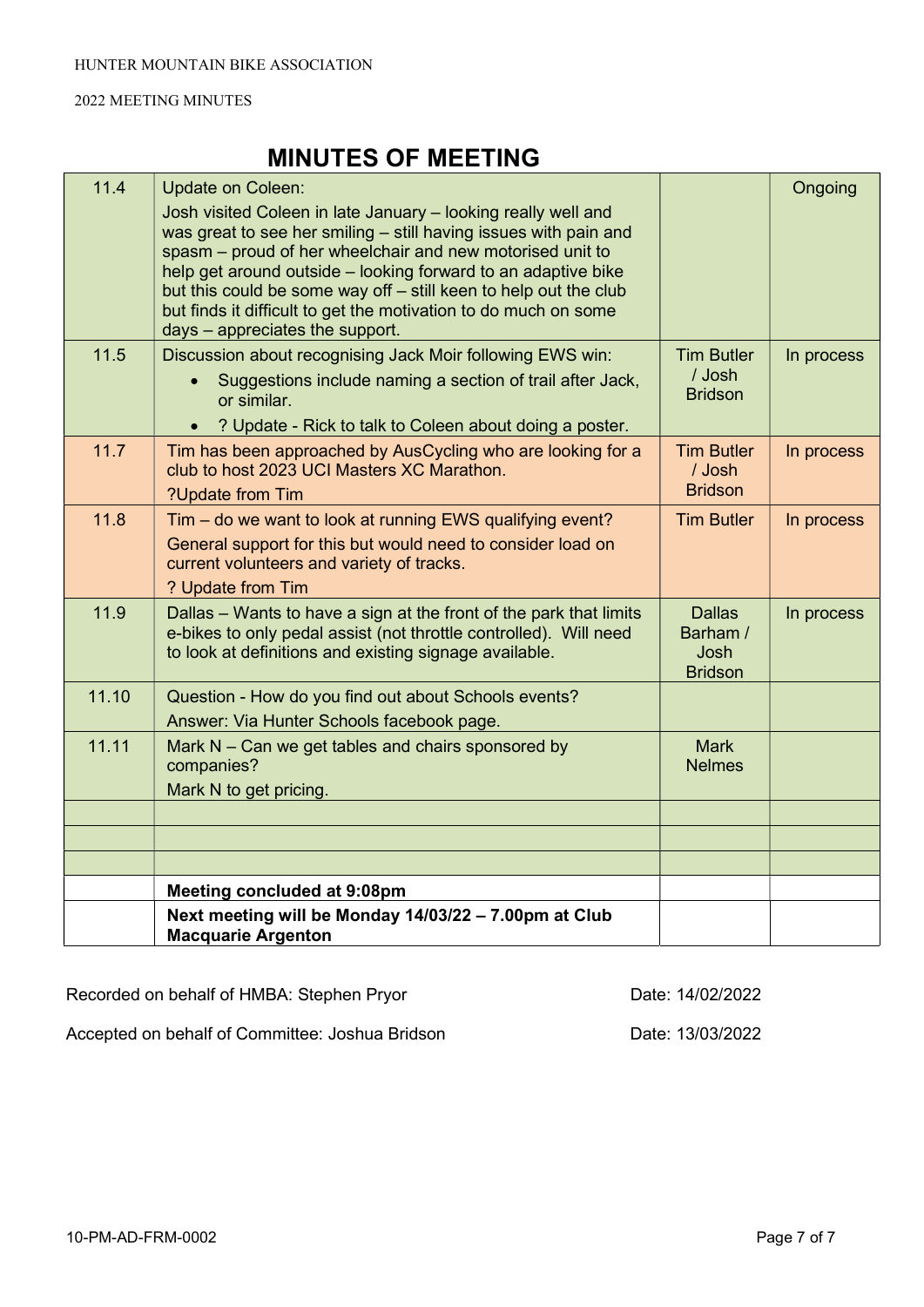# MINUTES OF MEETING

| | | | |
|---|---|---|---|
| 11.4 | Update on Coleen:<br>Josh visited Coleen in late January – looking really well and was great to see her smiling – still having issues with pain and spasm – proud of her wheelchair and new motorised unit to help get around outside – looking forward to an adaptive bike but this could be some way off – still keen to help out the club but finds it difficult to get the motivation to do much on some days – appreciates the support. | | Ongoing |
| 11.5 | Discussion about recognising Jack Moir following EWS win:<br>• Suggestions include naming a section of trail after Jack, or similar.<br>• ? Update - Rick to talk to Coleen about doing a poster. | Tim Butler / Josh Bridson | In process |
| 11.7 | Tim has been approached by AusCycling who are looking for a club to host 2023 UCI Masters XC Marathon.<br>?Update from Tim | Tim Butler / Josh Bridson | In process |
| 11.8 | Tim – do we want to look at running EWS qualifying event?<br>General support for this but would need to consider load on current volunteers and variety of tracks.<br>? Update from Tim | Tim Butler | In process |
| 11.9 | Dallas – Wants to have a sign at the front of the park that limits e-bikes to only pedal assist (not throttle controlled). Will need to look at definitions and existing signage available. | Dallas Barham / Josh Bridson | In process |
| 11.10 | Question - How do you find out about Schools events?<br>Answer: Via Hunter Schools facebook page. | | |
| 11.11 | Mark N – Can we get tables and chairs sponsored by companies?<br>Mark N to get pricing. | Mark Nelmes | |
| | | | |
| | | | |
| | | | |
| | **Meeting concluded at 9:08pm** | | |
| | **Next meeting will be Monday 14/03/22 – 7.00pm at Club Macquarie Argenton** | | |

Recorded on behalf of HMBA: Stephen Pryor — Date: 14/02/2022

Accepted on behalf of Committee: Joshua Bridson — Date: 13/03/2022